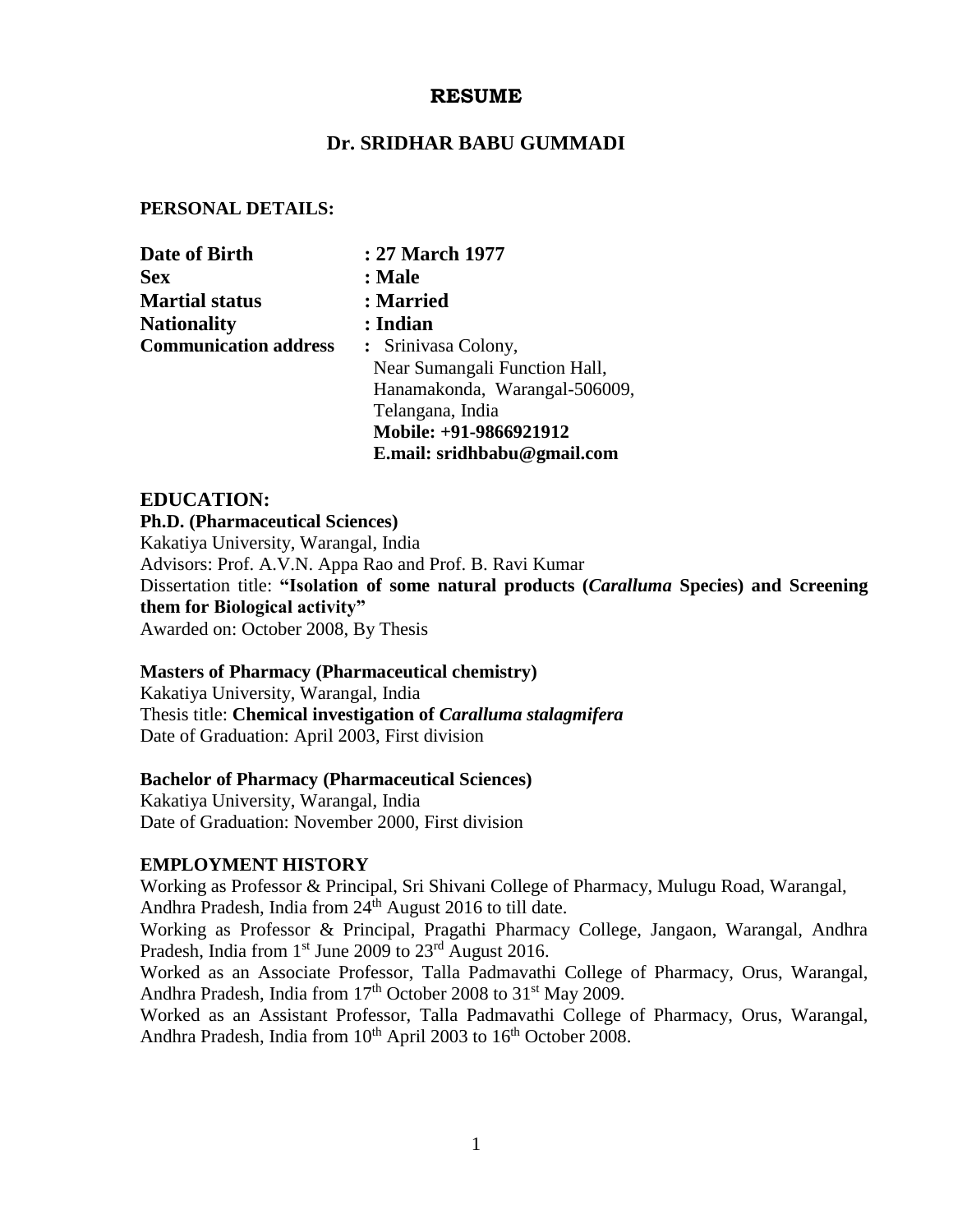# RESUME

## Dr. SRIDHAR BABU GUMMADI

### PERSONAL DETAILS:

| | |
|---|---|
| **Date of Birth** | **: 27 March 1977** |
| **Sex** | **: Male** |
| **Martial status** | **: Married** |
| **Nationality** | **: Indian** |
| **Communication address** | **:** Srinivasa Colony, Near Sumangali Function Hall, Hanamakonda, Warangal-506009, Telangana, India **Mobile: +91-9866921912** **E.mail: sridhbabu@gmail.com** |

### EDUCATION:

**Ph.D. (Pharmaceutical Sciences)**
Kakatiya University, Warangal, India
Advisors: Prof. A.V.N. Appa Rao and Prof. B. Ravi Kumar
Dissertation title: **"Isolation of some natural products (*Caralluma* Species) and Screening them for Biological activity"**
Awarded on: October 2008, By Thesis

**Masters of Pharmacy (Pharmaceutical chemistry)**
Kakatiya University, Warangal, India
Thesis title: **Chemical investigation of *Caralluma stalagmifera***
Date of Graduation: April 2003, First division

**Bachelor of Pharmacy (Pharmaceutical Sciences)**
Kakatiya University, Warangal, India
Date of Graduation: November 2000, First division

### EMPLOYMENT HISTORY

Working as Professor & Principal, Sri Shivani College of Pharmacy, Mulugu Road, Warangal, Andhra Pradesh, India from 24th August 2016 to till date.
Working as Professor & Principal, Pragathi Pharmacy College, Jangaon, Warangal, Andhra Pradesh, India from 1st June 2009 to 23rd August 2016.
Worked as an Associate Professor, Talla Padmavathi College of Pharmacy, Orus, Warangal, Andhra Pradesh, India from 17th October 2008 to 31st May 2009.
Worked as an Assistant Professor, Talla Padmavathi College of Pharmacy, Orus, Warangal, Andhra Pradesh, India from 10th April 2003 to 16th October 2008.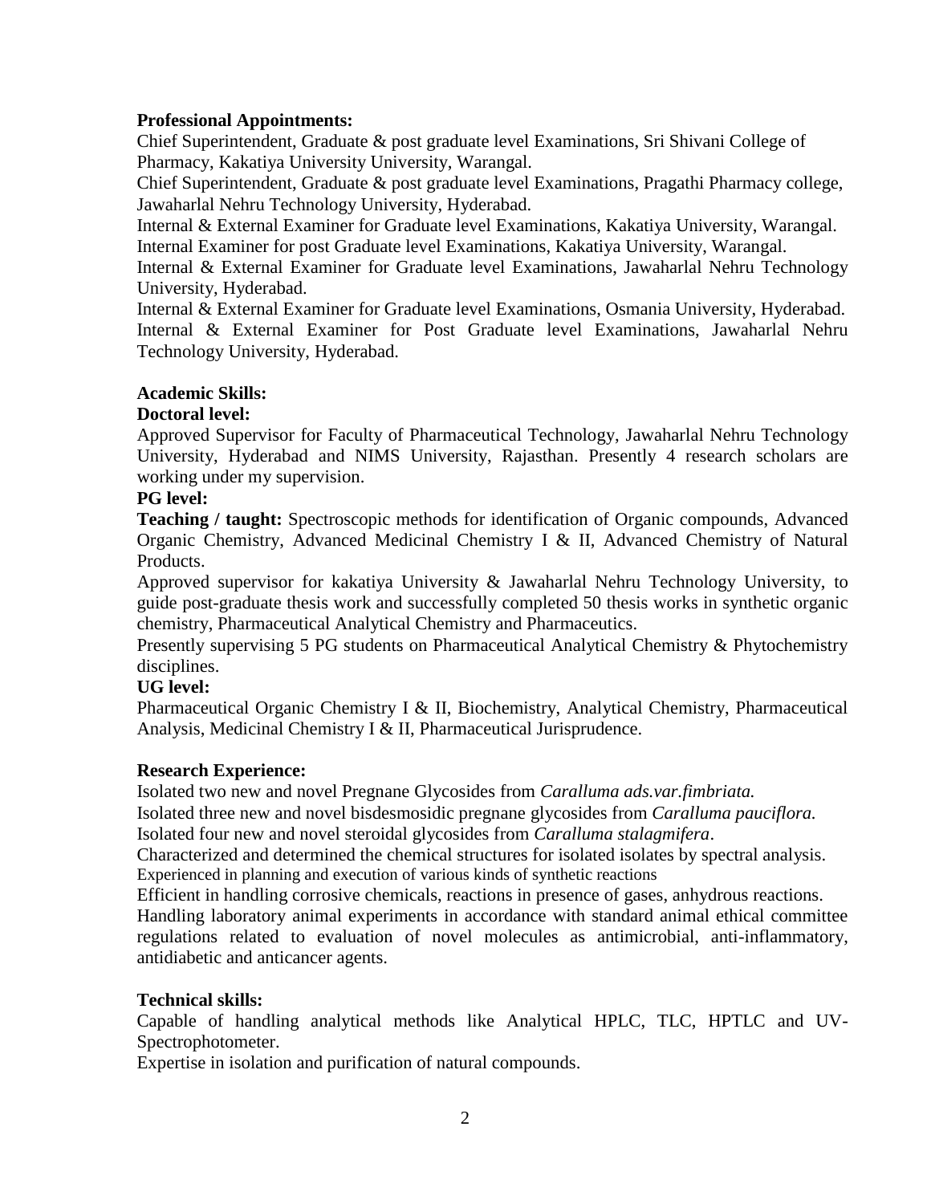**Professional Appointments:**

Chief Superintendent, Graduate & post graduate level Examinations, Sri Shivani College of Pharmacy, Kakatiya University University, Warangal.

Chief Superintendent, Graduate & post graduate level Examinations, Pragathi Pharmacy college, Jawaharlal Nehru Technology University, Hyderabad.

Internal & External Examiner for Graduate level Examinations, Kakatiya University, Warangal.

Internal Examiner for post Graduate level Examinations, Kakatiya University, Warangal.

Internal & External Examiner for Graduate level Examinations, Jawaharlal Nehru Technology University, Hyderabad.

Internal & External Examiner for Graduate level Examinations, Osmania University, Hyderabad.

Internal & External Examiner for Post Graduate level Examinations, Jawaharlal Nehru Technology University, Hyderabad.

**Academic Skills:**

**Doctoral level:**

Approved Supervisor for Faculty of Pharmaceutical Technology, Jawaharlal Nehru Technology University, Hyderabad and NIMS University, Rajasthan. Presently 4 research scholars are working under my supervision.

**PG level:**

**Teaching / taught:** Spectroscopic methods for identification of Organic compounds, Advanced Organic Chemistry, Advanced Medicinal Chemistry I & II, Advanced Chemistry of Natural Products.

Approved supervisor for kakatiya University & Jawaharlal Nehru Technology University, to guide post-graduate thesis work and successfully completed 50 thesis works in synthetic organic chemistry, Pharmaceutical Analytical Chemistry and Pharmaceutics.

Presently supervising 5 PG students on Pharmaceutical Analytical Chemistry & Phytochemistry disciplines.

**UG level:**

Pharmaceutical Organic Chemistry I & II, Biochemistry, Analytical Chemistry, Pharmaceutical Analysis, Medicinal Chemistry I & II, Pharmaceutical Jurisprudence.

**Research Experience:**

Isolated two new and novel Pregnane Glycosides from *Caralluma ads.var.fimbriata.*

Isolated three new and novel bisdesmosidic pregnane glycosides from *Caralluma pauciflora.*

Isolated four new and novel steroidal glycosides from *Caralluma stalagmifera*.

Characterized and determined the chemical structures for isolated isolates by spectral analysis.

Experienced in planning and execution of various kinds of synthetic reactions

Efficient in handling corrosive chemicals, reactions in presence of gases, anhydrous reactions.

Handling laboratory animal experiments in accordance with standard animal ethical committee regulations related to evaluation of novel molecules as antimicrobial, anti-inflammatory, antidiabetic and anticancer agents.

**Technical skills:**

Capable of handling analytical methods like Analytical HPLC, TLC, HPTLC and UV-Spectrophotometer.

Expertise in isolation and purification of natural compounds.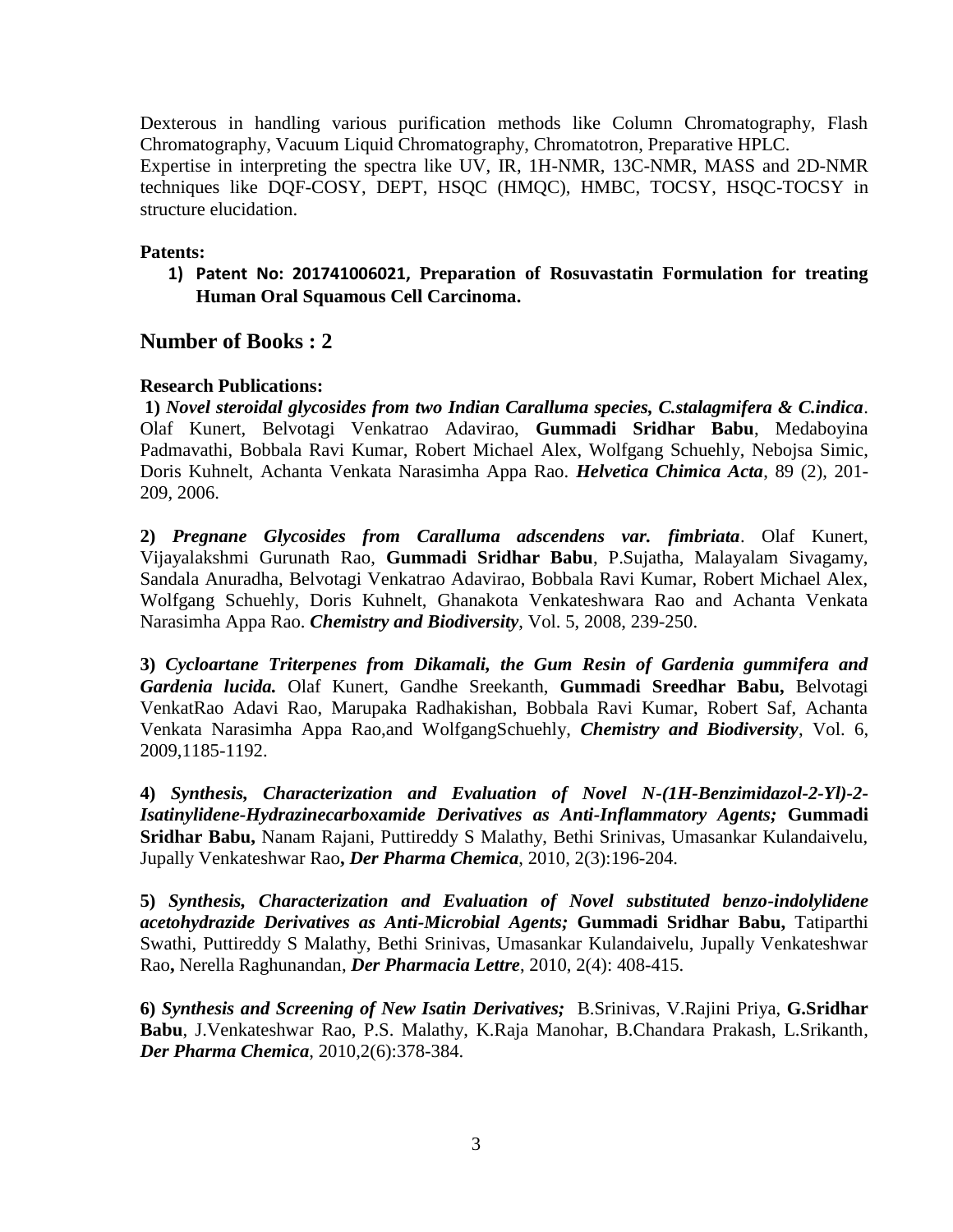Dexterous in handling various purification methods like Column Chromatography, Flash Chromatography, Vacuum Liquid Chromatography, Chromatotron, Preparative HPLC.

Expertise in interpreting the spectra like UV, IR, 1H-NMR, 13C-NMR, MASS and 2D-NMR techniques like DQF-COSY, DEPT, HSQC (HMQC), HMBC, TOCSY, HSQC-TOCSY in structure elucidation.

**Patents:**

1) **Patent No: 201741006021, Preparation of Rosuvastatin Formulation for treating Human Oral Squamous Cell Carcinoma.**

## Number of Books : 2

**Research Publications:**

**1)** ***Novel steroidal glycosides from two Indian Caralluma species, C.stalagmifera & C.indica***. Olaf Kunert, Belvotagi Venkatrao Adavirao, **Gummadi Sridhar Babu**, Medaboyina Padmavathi, Bobbala Ravi Kumar, Robert Michael Alex, Wolfgang Schuehly, Nebojsa Simic, Doris Kuhnelt, Achanta Venkata Narasimha Appa Rao. ***Helvetica Chimica Acta***, 89 (2), 201-209, 2006.

**2)** ***Pregnane Glycosides from Caralluma adscendens var. fimbriata***. Olaf Kunert, Vijayalakshmi Gurunath Rao, **Gummadi Sridhar Babu**, P.Sujatha, Malayalam Sivagamy, Sandala Anuradha, Belvotagi Venkatrao Adavirao, Bobbala Ravi Kumar, Robert Michael Alex, Wolfgang Schuehly, Doris Kuhnelt, Ghanakota Venkateshwara Rao and Achanta Venkata Narasimha Appa Rao. ***Chemistry and Biodiversity***, Vol. 5, 2008, 239-250.

**3)** ***Cycloartane Triterpenes from Dikamali, the Gum Resin of Gardenia gummifera and Gardenia lucida.*** Olaf Kunert, Gandhe Sreekanth, **Gummadi Sreedhar Babu,** Belvotagi VenkatRao Adavi Rao, Marupaka Radhakishan, Bobbala Ravi Kumar, Robert Saf, Achanta Venkata Narasimha Appa Rao,and WolfgangSchuehly, ***Chemistry and Biodiversity***, Vol. 6, 2009,1185-1192.

**4)** ***Synthesis, Characterization and Evaluation of Novel N-(1H-Benzimidazol-2-Yl)-2-Isatinylidene-Hydrazinecarboxamide Derivatives as Anti-Inflammatory Agents;*** **Gummadi Sridhar Babu,** Nanam Rajani, Puttireddy S Malathy, Bethi Srinivas, Umasankar Kulandaivelu, Jupally Venkateshwar Rao**,** ***Der Pharma Chemica***, 2010, 2(3):196-204.

**5)** ***Synthesis, Characterization and Evaluation of Novel substituted benzo-indolylidene acetohydrazide Derivatives as Anti-Microbial Agents;*** **Gummadi Sridhar Babu,** Tatiparthi Swathi, Puttireddy S Malathy, Bethi Srinivas, Umasankar Kulandaivelu, Jupally Venkateshwar Rao**,** Nerella Raghunandan, ***Der Pharmacia Lettre***, 2010, 2(4): 408-415.

**6)** ***Synthesis and Screening of New Isatin Derivatives;*** B.Srinivas, V.Rajini Priya, **G.Sridhar Babu**, J.Venkateshwar Rao, P.S. Malathy, K.Raja Manohar, B.Chandara Prakash, L.Srikanth, ***Der Pharma Chemica***, 2010,2(6):378-384.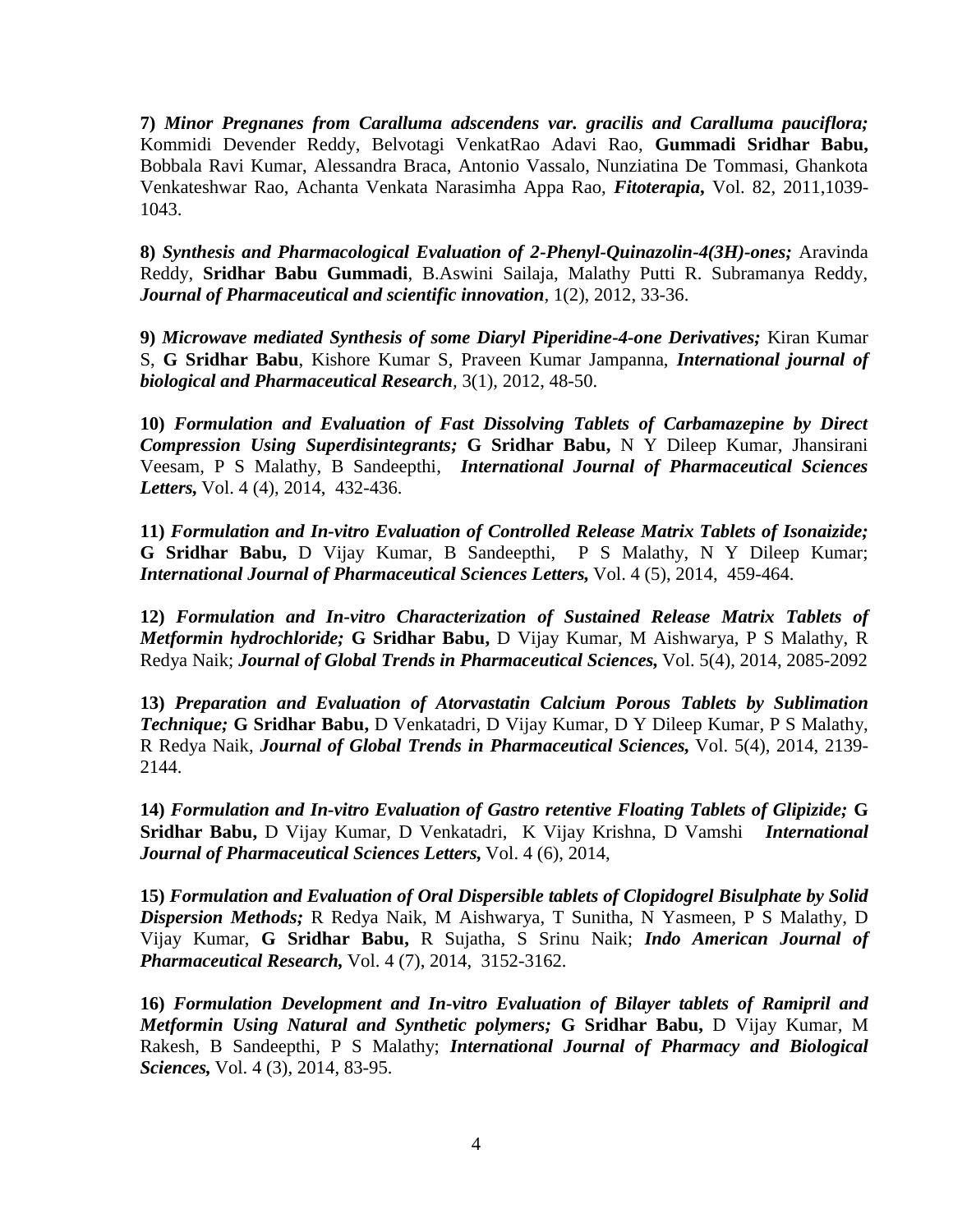**7)** ***Minor Pregnanes from Caralluma adscendens var. gracilis and Caralluma pauciflora;*** Kommidi Devender Reddy, Belvotagi VenkatRao Adavi Rao, **Gummadi Sridhar Babu,** Bobbala Ravi Kumar, Alessandra Braca, Antonio Vassalo, Nunziatina De Tommasi, Ghankota Venkateshwar Rao, Achanta Venkata Narasimha Appa Rao, ***Fitoterapia,*** Vol. 82, 2011,1039-1043.

**8)** ***Synthesis and Pharmacological Evaluation of 2-Phenyl-Quinazolin-4(3H)-ones;*** Aravinda Reddy, **Sridhar Babu Gummadi**, B.Aswini Sailaja, Malathy Putti R. Subramanya Reddy, ***Journal of Pharmaceutical and scientific innovation**,* 1(2), 2012, 33-36.

**9)** ***Microwave mediated Synthesis of some Diaryl Piperidine-4-one Derivatives;*** Kiran Kumar S, **G Sridhar Babu**, Kishore Kumar S, Praveen Kumar Jampanna, ***International journal of biological and Pharmaceutical Research**,* 3(1), 2012, 48-50.

**10)** ***Formulation and Evaluation of Fast Dissolving Tablets of Carbamazepine by Direct Compression Using Superdisintegrants;*** **G Sridhar Babu,** N Y Dileep Kumar, Jhansirani Veesam, P S Malathy, B Sandeepthi, ***International Journal of Pharmaceutical Sciences Letters,*** Vol. 4 (4), 2014, 432-436.

**11)** ***Formulation and In-vitro Evaluation of Controlled Release Matrix Tablets of Isonaizide;*** **G Sridhar Babu,** D Vijay Kumar, B Sandeepthi, P S Malathy, N Y Dileep Kumar; ***International Journal of Pharmaceutical Sciences Letters,*** Vol. 4 (5), 2014, 459-464.

**12)** ***Formulation and In-vitro Characterization of Sustained Release Matrix Tablets of Metformin hydrochloride;*** **G Sridhar Babu,** D Vijay Kumar, M Aishwarya, P S Malathy, R Redya Naik; ***Journal of Global Trends in Pharmaceutical Sciences,*** Vol. 5(4), 2014, 2085-2092

**13)** ***Preparation and Evaluation of Atorvastatin Calcium Porous Tablets by Sublimation Technique;*** **G Sridhar Babu,** D Venkatadri, D Vijay Kumar, D Y Dileep Kumar, P S Malathy, R Redya Naik, ***Journal of Global Trends in Pharmaceutical Sciences,*** Vol. 5(4), 2014, 2139-2144.

**14)** ***Formulation and In-vitro Evaluation of Gastro retentive Floating Tablets of Glipizide;*** **G Sridhar Babu,** D Vijay Kumar, D Venkatadri, K Vijay Krishna, D Vamshi ***International Journal of Pharmaceutical Sciences Letters,*** Vol. 4 (6), 2014,

**15)** ***Formulation and Evaluation of Oral Dispersible tablets of Clopidogrel Bisulphate by Solid Dispersion Methods;*** R Redya Naik, M Aishwarya, T Sunitha, N Yasmeen, P S Malathy, D Vijay Kumar, **G Sridhar Babu,** R Sujatha, S Srinu Naik; ***Indo American Journal of Pharmaceutical Research,*** Vol. 4 (7), 2014, 3152-3162.

**16)** ***Formulation Development and In-vitro Evaluation of Bilayer tablets of Ramipril and Metformin Using Natural and Synthetic polymers;*** **G Sridhar Babu,** D Vijay Kumar, M Rakesh, B Sandeepthi, P S Malathy; ***International Journal of Pharmacy and Biological Sciences,*** Vol. 4 (3), 2014, 83-95.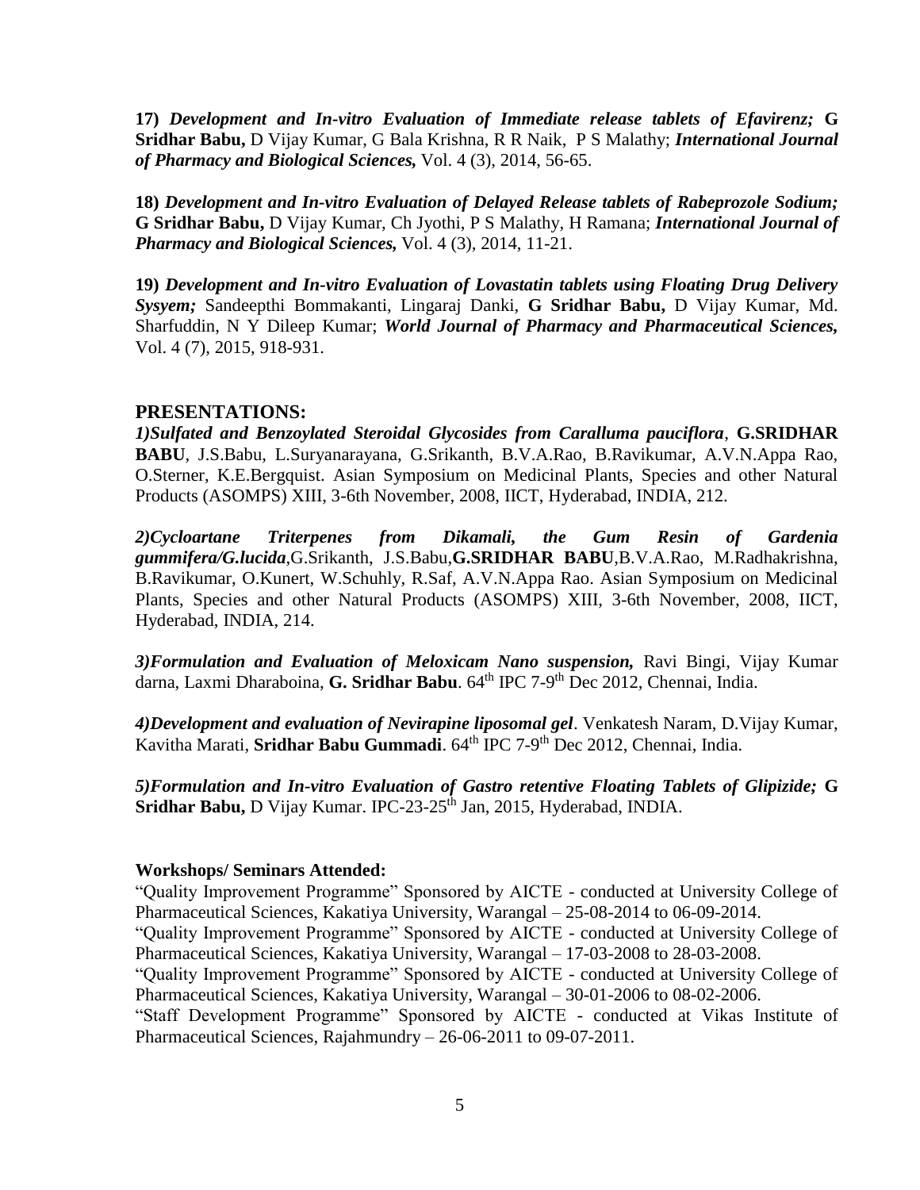**17)** ***Development and In-vitro Evaluation of Immediate release tablets of Efavirenz;*** **G Sridhar Babu,** D Vijay Kumar, G Bala Krishna, R R Naik, P S Malathy; ***International Journal of Pharmacy and Biological Sciences,*** Vol. 4 (3), 2014, 56-65.

**18)** ***Development and In-vitro Evaluation of Delayed Release tablets of Rabeprozole Sodium;*** **G Sridhar Babu,** D Vijay Kumar, Ch Jyothi, P S Malathy, H Ramana; ***International Journal of Pharmacy and Biological Sciences,*** Vol. 4 (3), 2014, 11-21.

**19)** ***Development and In-vitro Evaluation of Lovastatin tablets using Floating Drug Delivery Sysyem;*** Sandeepthi Bommakanti, Lingaraj Danki, **G Sridhar Babu,** D Vijay Kumar, Md. Sharfuddin, N Y Dileep Kumar; ***World Journal of Pharmacy and Pharmaceutical Sciences,*** Vol. 4 (7), 2015, 918-931.

## PRESENTATIONS:

***1)Sulfated and Benzoylated Steroidal Glycosides from Caralluma pauciflora***, **G.SRIDHAR BABU**, J.S.Babu, L.Suryanarayana, G.Srikanth, B.V.A.Rao, B.Ravikumar, A.V.N.Appa Rao, O.Sterner, K.E.Bergquist. Asian Symposium on Medicinal Plants, Species and other Natural Products (ASOMPS) XIII, 3-6th November, 2008, IICT, Hyderabad, INDIA, 212.

***2)Cycloartane Triterpenes from Dikamali, the Gum Resin of Gardenia gummifera/G.lucida***,G.Srikanth, J.S.Babu,**G.SRIDHAR BABU**,B.V.A.Rao, M.Radhakrishna, B.Ravikumar, O.Kunert, W.Schuhly, R.Saf, A.V.N.Appa Rao. Asian Symposium on Medicinal Plants, Species and other Natural Products (ASOMPS) XIII, 3-6th November, 2008, IICT, Hyderabad, INDIA, 214.

***3)Formulation and Evaluation of Meloxicam Nano suspension,*** Ravi Bingi, Vijay Kumar darna, Laxmi Dharaboina, **G. Sridhar Babu**. 64th IPC 7-9th Dec 2012, Chennai, India.

***4)Development and evaluation of Nevirapine liposomal gel***. Venkatesh Naram, D.Vijay Kumar, Kavitha Marati, **Sridhar Babu Gummadi**. 64th IPC 7-9th Dec 2012, Chennai, India.

***5)Formulation and In-vitro Evaluation of Gastro retentive Floating Tablets of Glipizide;*** **G Sridhar Babu,** D Vijay Kumar. IPC-23-25th Jan, 2015, Hyderabad, INDIA.

**Workshops/ Seminars Attended:**

"Quality Improvement Programme" Sponsored by AICTE - conducted at University College of Pharmaceutical Sciences, Kakatiya University, Warangal – 25-08-2014 to 06-09-2014.

"Quality Improvement Programme" Sponsored by AICTE - conducted at University College of Pharmaceutical Sciences, Kakatiya University, Warangal – 17-03-2008 to 28-03-2008.

"Quality Improvement Programme" Sponsored by AICTE - conducted at University College of Pharmaceutical Sciences, Kakatiya University, Warangal – 30-01-2006 to 08-02-2006.

"Staff Development Programme" Sponsored by AICTE - conducted at Vikas Institute of Pharmaceutical Sciences, Rajahmundry – 26-06-2011 to 09-07-2011.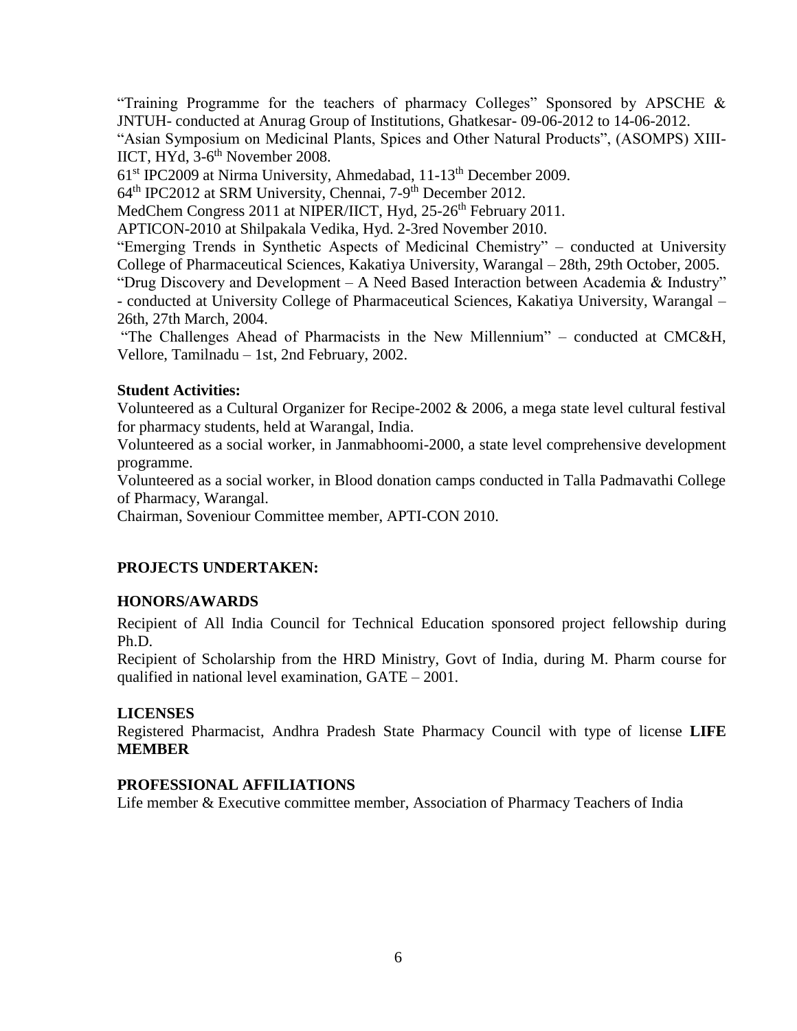"Training Programme for the teachers of pharmacy Colleges" Sponsored by APSCHE & JNTUH- conducted at Anurag Group of Institutions, Ghatkesar- 09-06-2012 to 14-06-2012.

"Asian Symposium on Medicinal Plants, Spices and Other Natural Products", (ASOMPS) XIII-IICT, HYd, 3-6th November 2008.

61st IPC2009 at Nirma University, Ahmedabad, 11-13th December 2009.

64th IPC2012 at SRM University, Chennai, 7-9th December 2012.

MedChem Congress 2011 at NIPER/IICT, Hyd, 25-26th February 2011.

APTICON-2010 at Shilpakala Vedika, Hyd. 2-3red November 2010.

"Emerging Trends in Synthetic Aspects of Medicinal Chemistry" – conducted at University College of Pharmaceutical Sciences, Kakatiya University, Warangal – 28th, 29th October, 2005.

"Drug Discovery and Development – A Need Based Interaction between Academia & Industry" - conducted at University College of Pharmaceutical Sciences, Kakatiya University, Warangal – 26th, 27th March, 2004.

"The Challenges Ahead of Pharmacists in the New Millennium" – conducted at CMC&H, Vellore, Tamilnadu – 1st, 2nd February, 2002.

**Student Activities:**

Volunteered as a Cultural Organizer for Recipe-2002 & 2006, a mega state level cultural festival for pharmacy students, held at Warangal, India.

Volunteered as a social worker, in Janmabhoomi-2000, a state level comprehensive development programme.

Volunteered as a social worker, in Blood donation camps conducted in Talla Padmavathi College of Pharmacy, Warangal.

Chairman, Soveniour Committee member, APTI-CON 2010.

## PROJECTS UNDERTAKEN:

## HONORS/AWARDS

Recipient of All India Council for Technical Education sponsored project fellowship during Ph.D.

Recipient of Scholarship from the HRD Ministry, Govt of India, during M. Pharm course for qualified in national level examination, GATE – 2001.

## LICENSES

Registered Pharmacist, Andhra Pradesh State Pharmacy Council with type of license **LIFE MEMBER**

## PROFESSIONAL AFFILIATIONS

Life member & Executive committee member, Association of Pharmacy Teachers of India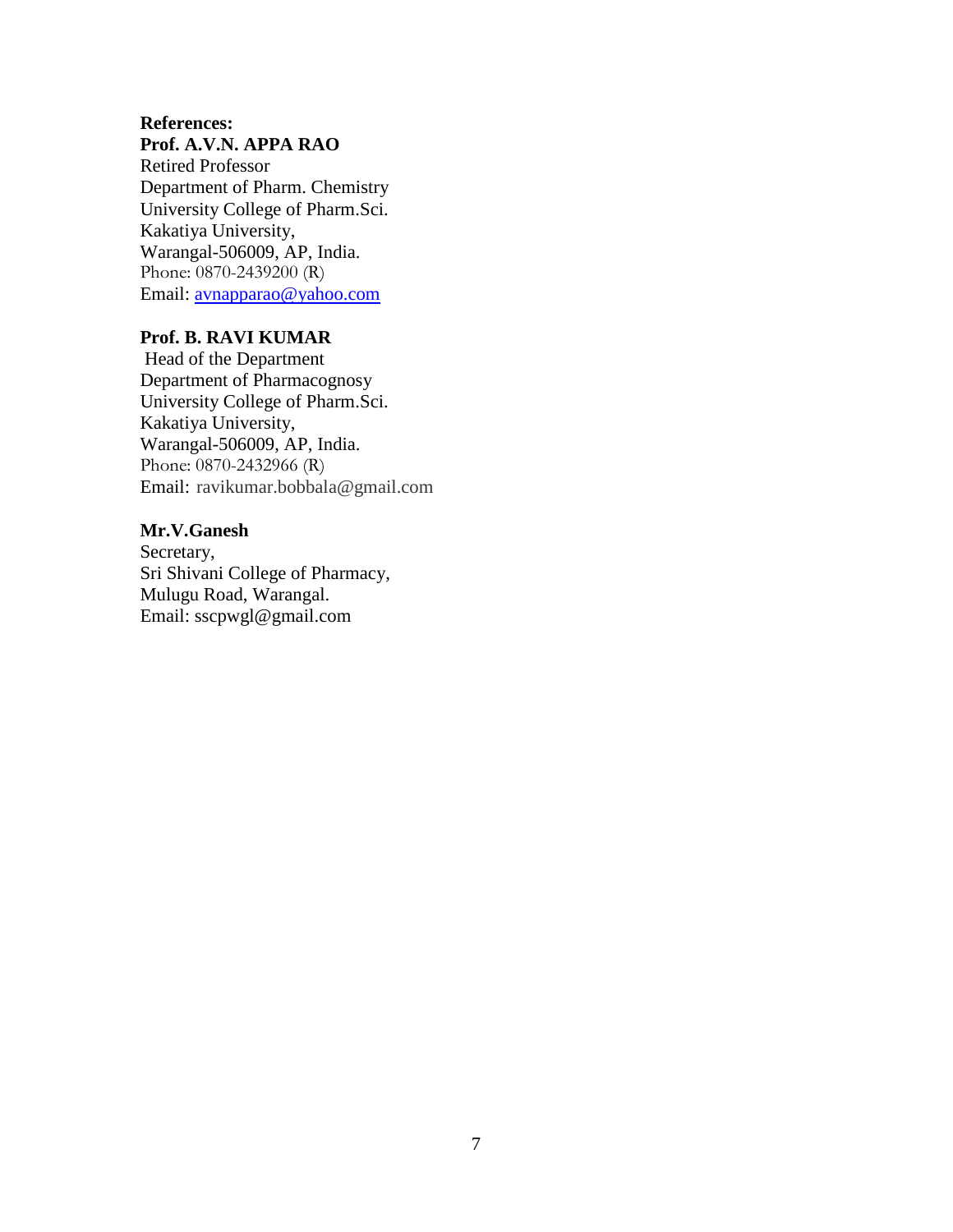**References:**

**Prof. A.V.N. APPA RAO**
Retired Professor
Department of Pharm. Chemistry
University College of Pharm.Sci.
Kakatiya University,
Warangal-506009, AP, India.
Phone: 0870-2439200 (R)
Email: avnapparao@yahoo.com

**Prof. B. RAVI KUMAR**
Head of the Department
Department of Pharmacognosy
University College of Pharm.Sci.
Kakatiya University,
Warangal-506009, AP, India.
Phone: 0870-2432966 (R)
Email: ravikumar.bobbala@gmail.com

**Mr.V.Ganesh**
Secretary,
Sri Shivani College of Pharmacy,
Mulugu Road, Warangal.
Email: sscpwgl@gmail.com